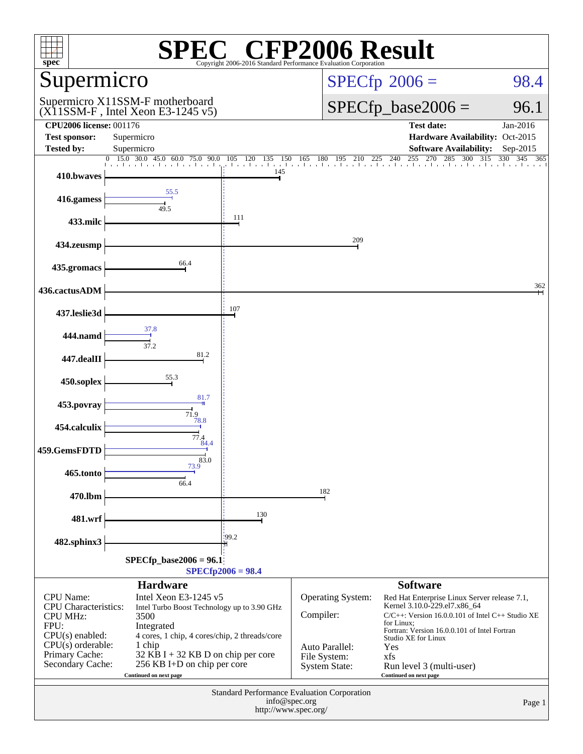# SPEC® CFP2006 Result

Copyright 2006-2016 Standard Performance Evaluation Corporation

## Supermicro

Supermicro X11SSM-F motherboard
(X11SSM-F , Intel Xeon E3-1245 v5)

SPECfp 2006 = 98.4

SPECfp_base2006 = 96.1

| | | | |
|---|---|---|---|
| **CPU2006 license:** 001176 | | **Test date:** | Jan-2016 |
| **Test sponsor:** | Supermicro | **Hardware Availability:** | Oct-2015 |
| **Tested by:** | Supermicro | **Software Availability:** | Sep-2015 |

0 15.0 30.0 45.0 60.0 75.0 90.0 105 120 135 150 165 180 195 210 225 240 255 270 285 300 315 330 345 365

410.bwaves 145
416.gamess 55.5 49.5
433.milc 111
434.zeusmp 209
435.gromacs 66.4
436.cactusADM 362
437.leslie3d 107
444.namd 37.8 37.2
447.dealII 81.2
450.soplex 55.3
453.povray 81.7 71.9
454.calculix 78.8 77.4
459.GemsFDTD 84.4 83.0
465.tonto 73.9 66.4
470.lbm 182
481.wrf 130
482.sphinx3 99.2

SPECfp_base2006 = 96.1
SPECfp2006 = 98.4

### Hardware

| | |
|---|---|
| CPU Name: | Intel Xeon E3-1245 v5 |
| CPU Characteristics: | Intel Turbo Boost Technology up to 3.90 GHz |
| CPU MHz: | 3500 |
| FPU: | Integrated |
| CPU(s) enabled: | 4 cores, 1 chip, 4 cores/chip, 2 threads/core |
| CPU(s) orderable: | 1 chip |
| Primary Cache: | 32 KB I + 32 KB D on chip per core |
| Secondary Cache: | 256 KB I+D on chip per core |

Continued on next page

### Software

| | |
|---|---|
| Operating System: | Red Hat Enterprise Linux Server release 7.1, Kernel 3.10.0-229.el7.x86_64 |
| Compiler: | C/C++: Version 16.0.0.101 of Intel C++ Studio XE for Linux; Fortran: Version 16.0.0.101 of Intel Fortran Studio XE for Linux |
| Auto Parallel: | Yes |
| File System: | xfs |
| System State: | Run level 3 (multi-user) |

Continued on next page

Standard Performance Evaluation Corporation
info@spec.org
http://www.spec.org/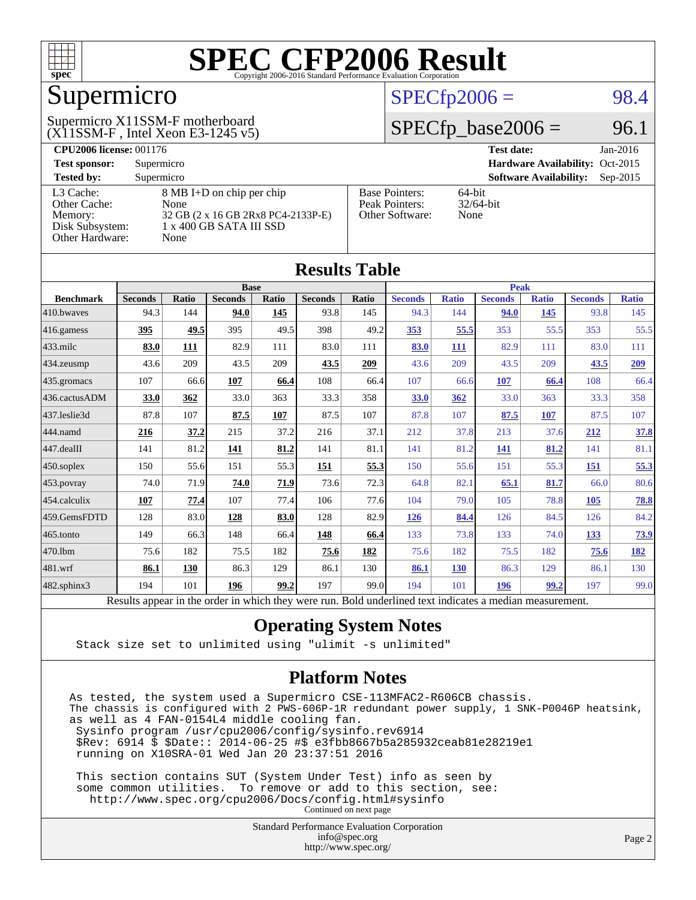# SPEC CFP2006 Result

Copyright 2006-2016 Standard Performance Evaluation Corporation

## Supermicro

Supermicro X11SSM-F motherboard
(X11SSM-F , Intel Xeon E3-1245 v5)

SPECfp2006 = 98.4

SPECfp_base2006 = 96.1

**CPU2006 license:** 001176 **Test date:** Jan-2016

**Test sponsor:** Supermicro **Hardware Availability:** Oct-2015

**Tested by:** Supermicro **Software Availability:** Sep-2015

| | |
|---|---|
| L3 Cache: | 8 MB I+D on chip per chip |
| Other Cache: | None |
| Memory: | 32 GB (2 x 16 GB 2Rx8 PC4-2133P-E) |
| Disk Subsystem: | 1 x 400 GB SATA III SSD |
| Other Hardware: | None |

| | |
|---|---|
| Base Pointers: | 64-bit |
| Peak Pointers: | 32/64-bit |
| Other Software: | None |

## Results Table

| Benchmark | Base | | | | | | Peak | | | | | |
|---|---|---|---|---|---|---|---|---|---|---|---|---|
| | Seconds | Ratio | Seconds | Ratio | Seconds | Ratio | Seconds | Ratio | Seconds | Ratio | Seconds | Ratio |
| 410.bwaves | 94.3 | 144 | **94.0** | **145** | 93.8 | 145 | 94.3 | 144 | **94.0** | **145** | 93.8 | 145 |
| 416.gamess | **395** | **49.5** | 395 | 49.5 | 398 | 49.2 | **353** | **55.5** | 353 | 55.5 | 353 | 55.5 |
| 433.milc | **83.0** | **111** | 82.9 | 111 | 83.0 | 111 | **83.0** | **111** | 82.9 | 111 | 83.0 | 111 |
| 434.zeusmp | 43.6 | 209 | 43.5 | 209 | **43.5** | **209** | 43.6 | 209 | 43.5 | 209 | **43.5** | **209** |
| 435.gromacs | 107 | 66.6 | **107** | **66.4** | 108 | 66.4 | 107 | 66.6 | **107** | **66.4** | 108 | 66.4 |
| 436.cactusADM | **33.0** | **362** | 33.0 | 363 | 33.3 | 358 | **33.0** | **362** | 33.0 | 363 | 33.3 | 358 |
| 437.leslie3d | 87.8 | 107 | **87.5** | **107** | 87.5 | 107 | 87.8 | 107 | **87.5** | **107** | 87.5 | 107 |
| 444.namd | **216** | **37.2** | 215 | 37.2 | 216 | 37.1 | 212 | 37.8 | 213 | 37.6 | **212** | **37.8** |
| 447.dealII | 141 | 81.2 | **141** | **81.2** | 141 | 81.1 | 141 | 81.2 | **141** | **81.2** | 141 | 81.1 |
| 450.soplex | 150 | 55.6 | 151 | 55.3 | **151** | **55.3** | 150 | 55.6 | 151 | 55.3 | **151** | **55.3** |
| 453.povray | 74.0 | 71.9 | **74.0** | **71.9** | 73.6 | 72.3 | 64.8 | 82.1 | **65.1** | **81.7** | 66.0 | 80.6 |
| 454.calculix | **107** | **77.4** | 107 | 77.4 | 106 | 77.6 | 104 | 79.0 | 105 | 78.8 | **105** | **78.8** |
| 459.GemsFDTD | 128 | 83.0 | **128** | **83.0** | 128 | 82.9 | **126** | **84.4** | 126 | 84.5 | 126 | 84.2 |
| 465.tonto | 149 | 66.3 | 148 | 66.4 | **148** | **66.4** | 133 | 73.8 | 133 | 74.0 | **133** | **73.9** |
| 470.lbm | 75.6 | 182 | 75.5 | 182 | **75.6** | **182** | 75.6 | 182 | 75.5 | 182 | **75.6** | **182** |
| 481.wrf | **86.1** | **130** | 86.3 | 129 | 86.1 | 130 | **86.1** | **130** | 86.3 | 129 | 86.1 | 130 |
| 482.sphinx3 | 194 | 101 | **196** | **99.2** | 197 | 99.0 | 194 | 101 | **196** | **99.2** | 197 | 99.0 |

Results appear in the order in which they were run. Bold underlined text indicates a median measurement.

## Operating System Notes

```
Stack size set to unlimited using "ulimit -s unlimited"
```

## Platform Notes

```
As tested, the system used a Supermicro CSE-113MFAC2-R606CB chassis.
The chassis is configured with 2 PWS-606P-1R redundant power supply, 1 SNK-P0046P heatsink,
as well as 4 FAN-0154L4 middle cooling fan.
 Sysinfo program /usr/cpu2006/config/sysinfo.rev6914
 $Rev: 6914 $ $Date:: 2014-06-25 #$ e3fbb8667b5a285932ceab81e28219e1
 running on X10SRA-01 Wed Jan 20 23:37:51 2016

 This section contains SUT (System Under Test) info as seen by
 some common utilities.  To remove or add to this section, see:
   http://www.spec.org/cpu2006/Docs/config.html#sysinfo
```

Continued on next page

Standard Performance Evaluation Corporation
info@spec.org
http://www.spec.org/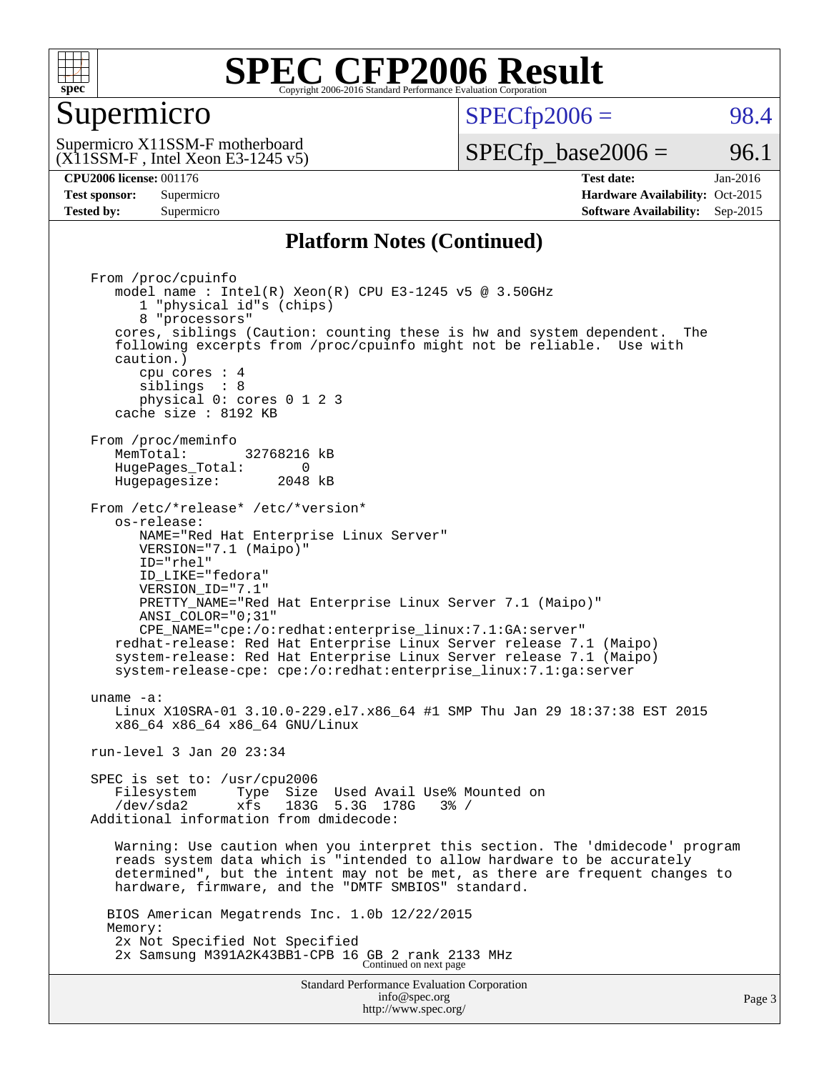# SPEC CFP2006 Result

Copyright 2006-2016 Standard Performance Evaluation Corporation

## Supermicro

Supermicro X11SSM-F motherboard
(X11SSM-F , Intel Xeon E3-1245 v5)

SPECfp2006 = 98.4

SPECfp_base2006 = 96.1

**CPU2006 license:** 001176
**Test sponsor:** Supermicro
**Tested by:** Supermicro

**Test date:** Jan-2016
**Hardware Availability:** Oct-2015
**Software Availability:** Sep-2015

### Platform Notes (Continued)

```
From /proc/cpuinfo
   model name : Intel(R) Xeon(R) CPU E3-1245 v5 @ 3.50GHz
      1 "physical id"s (chips)
      8 "processors"
   cores, siblings (Caution: counting these is hw and system dependent.  The
   following excerpts from /proc/cpuinfo might not be reliable.  Use with
   caution.)
      cpu cores : 4
      siblings  : 8
      physical 0: cores 0 1 2 3
   cache size : 8192 KB

From /proc/meminfo
   MemTotal:       32768216 kB
   HugePages_Total:       0
   Hugepagesize:       2048 kB

From /etc/*release* /etc/*version*
   os-release:
      NAME="Red Hat Enterprise Linux Server"
      VERSION="7.1 (Maipo)"
      ID="rhel"
      ID_LIKE="fedora"
      VERSION_ID="7.1"
      PRETTY_NAME="Red Hat Enterprise Linux Server 7.1 (Maipo)"
      ANSI_COLOR="0;31"
      CPE_NAME="cpe:/o:redhat:enterprise_linux:7.1:GA:server"
   redhat-release: Red Hat Enterprise Linux Server release 7.1 (Maipo)
   system-release: Red Hat Enterprise Linux Server release 7.1 (Maipo)
   system-release-cpe: cpe:/o:redhat:enterprise_linux:7.1:ga:server

uname -a:
   Linux X10SRA-01 3.10.0-229.el7.x86_64 #1 SMP Thu Jan 29 18:37:38 EST 2015
   x86_64 x86_64 x86_64 GNU/Linux

run-level 3 Jan 20 23:34

SPEC is set to: /usr/cpu2006
   Filesystem     Type  Size  Used Avail Use% Mounted on
   /dev/sda2      xfs   183G  5.3G  178G   3% /
Additional information from dmidecode:

   Warning: Use caution when you interpret this section. The 'dmidecode' program
   reads system data which is "intended to allow hardware to be accurately
   determined", but the intent may not be met, as there are frequent changes to
   hardware, firmware, and the "DMTF SMBIOS" standard.

  BIOS American Megatrends Inc. 1.0b 12/22/2015
  Memory:
   2x Not Specified Not Specified
   2x Samsung M391A2K43BB1-CPB 16 GB 2 rank 2133 MHz
```

Continued on next page

Standard Performance Evaluation Corporation
info@spec.org
http://www.spec.org/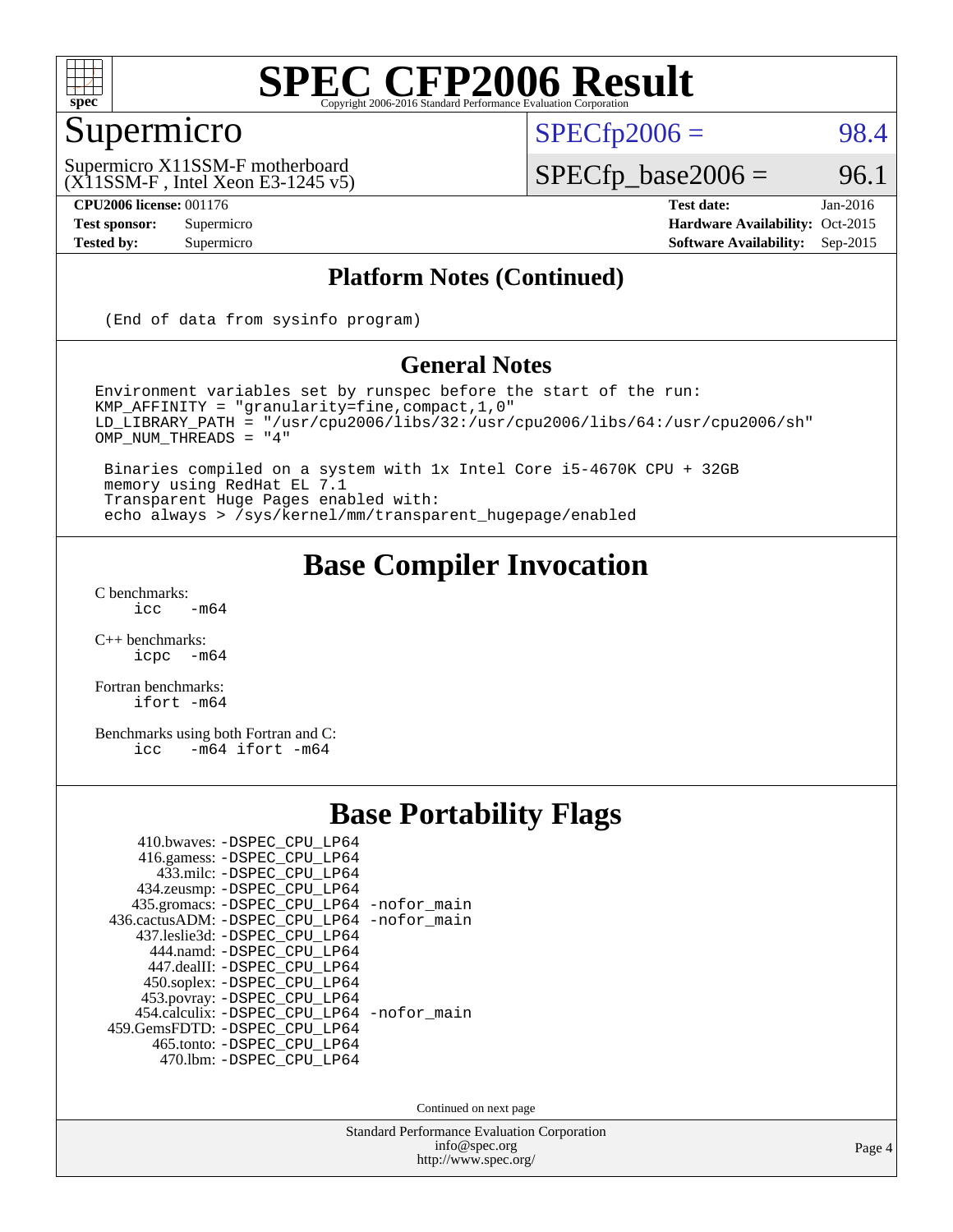# SPEC CFP2006 Result

Copyright 2006-2016 Standard Performance Evaluation Corporation

## Supermicro

Supermicro X11SSM-F motherboard
(X11SSM-F , Intel Xeon E3-1245 v5)

SPECfp2006 = 98.4

SPECfp_base2006 = 96.1

**CPU2006 license:** 001176
**Test sponsor:** Supermicro
**Tested by:** Supermicro

**Test date:** Jan-2016
**Hardware Availability:** Oct-2015
**Software Availability:** Sep-2015

### Platform Notes (Continued)

```
(End of data from sysinfo program)
```

### General Notes

```
Environment variables set by runspec before the start of the run:
KMP_AFFINITY = "granularity=fine,compact,1,0"
LD_LIBRARY_PATH = "/usr/cpu2006/libs/32:/usr/cpu2006/libs/64:/usr/cpu2006/sh"
OMP_NUM_THREADS = "4"

 Binaries compiled on a system with 1x Intel Core i5-4670K CPU + 32GB
 memory using RedHat EL 7.1
 Transparent Huge Pages enabled with:
 echo always > /sys/kernel/mm/transparent_hugepage/enabled
```

## Base Compiler Invocation

C benchmarks:
    icc -m64

C++ benchmarks:
    icpc -m64

Fortran benchmarks:
    ifort -m64

Benchmarks using both Fortran and C:
    icc -m64 ifort -m64

## Base Portability Flags

410.bwaves: -DSPEC_CPU_LP64
416.gamess: -DSPEC_CPU_LP64
433.milc: -DSPEC_CPU_LP64
434.zeusmp: -DSPEC_CPU_LP64
435.gromacs: -DSPEC_CPU_LP64 -nofor_main
436.cactusADM: -DSPEC_CPU_LP64 -nofor_main
437.leslie3d: -DSPEC_CPU_LP64
444.namd: -DSPEC_CPU_LP64
447.dealII: -DSPEC_CPU_LP64
450.soplex: -DSPEC_CPU_LP64
453.povray: -DSPEC_CPU_LP64
454.calculix: -DSPEC_CPU_LP64 -nofor_main
459.GemsFDTD: -DSPEC_CPU_LP64
465.tonto: -DSPEC_CPU_LP64
470.lbm: -DSPEC_CPU_LP64

Continued on next page

Standard Performance Evaluation Corporation
info@spec.org
http://www.spec.org/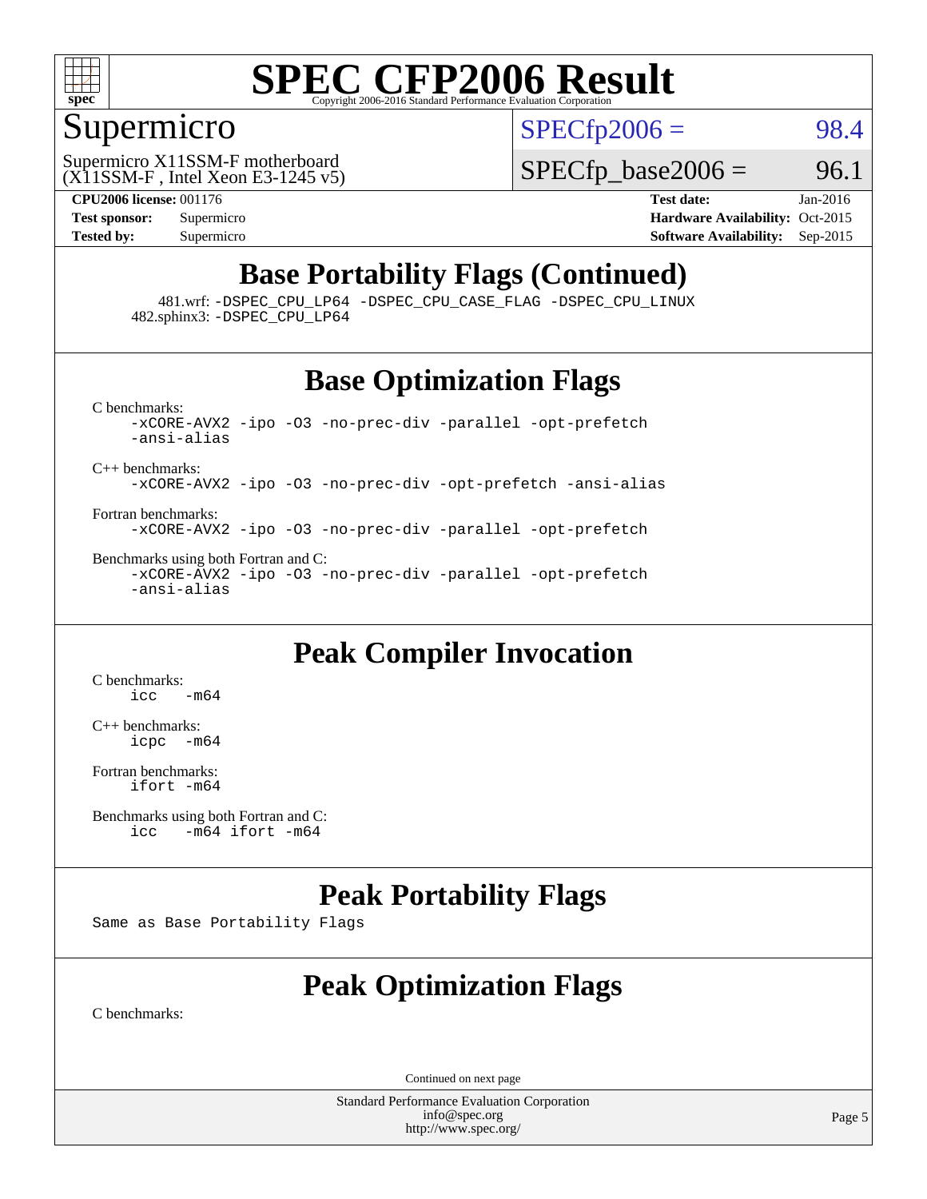# SPEC CFP2006 Result

Copyright 2006-2016 Standard Performance Evaluation Corporation

## Supermicro

Supermicro X11SSM-F motherboard
(X11SSM-F , Intel Xeon E3-1245 v5)

SPECfp2006 = 98.4

SPECfp_base2006 = 96.1

**CPU2006 license:** 001176
**Test sponsor:** Supermicro
**Tested by:** Supermicro

**Test date:** Jan-2016
**Hardware Availability:** Oct-2015
**Software Availability:** Sep-2015

## Base Portability Flags (Continued)

481.wrf: `-DSPEC_CPU_LP64 -DSPEC_CPU_CASE_FLAG -DSPEC_CPU_LINUX`
482.sphinx3: `-DSPEC_CPU_LP64`

## Base Optimization Flags

C benchmarks:
```
-xCORE-AVX2 -ipo -O3 -no-prec-div -parallel -opt-prefetch
-ansi-alias
```

C++ benchmarks:
```
-xCORE-AVX2 -ipo -O3 -no-prec-div -opt-prefetch -ansi-alias
```

Fortran benchmarks:
```
-xCORE-AVX2 -ipo -O3 -no-prec-div -parallel -opt-prefetch
```

Benchmarks using both Fortran and C:
```
-xCORE-AVX2 -ipo -O3 -no-prec-div -parallel -opt-prefetch
-ansi-alias
```

## Peak Compiler Invocation

C benchmarks:
```
icc   -m64
```

C++ benchmarks:
```
icpc  -m64
```

Fortran benchmarks:
```
ifort -m64
```

Benchmarks using both Fortran and C:
```
icc   -m64 ifort -m64
```

## Peak Portability Flags

Same as Base Portability Flags

## Peak Optimization Flags

C benchmarks:

Continued on next page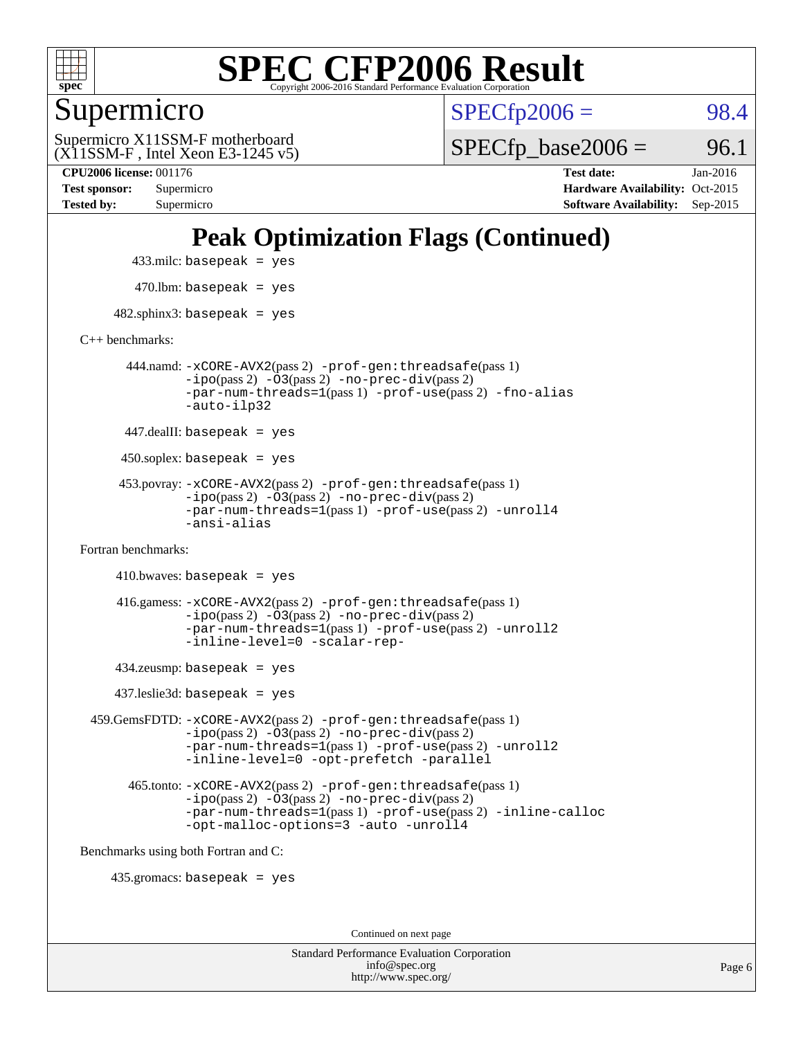# Peak Optimization Flags (Continued)

433.milc: basepeak = yes

470.lbm: basepeak = yes

482.sphinx3: basepeak = yes

C++ benchmarks:

444.namd: -xCORE-AVX2(pass 2) -prof-gen:threadsafe(pass 1) -ipo(pass 2) -O3(pass 2) -no-prec-div(pass 2) -par-num-threads=1(pass 1) -prof-use(pass 2) -fno-alias -auto-ilp32

447.dealII: basepeak = yes

450.soplex: basepeak = yes

453.povray: -xCORE-AVX2(pass 2) -prof-gen:threadsafe(pass 1) -ipo(pass 2) -O3(pass 2) -no-prec-div(pass 2) -par-num-threads=1(pass 1) -prof-use(pass 2) -unroll4 -ansi-alias

Fortran benchmarks:

410.bwaves: basepeak = yes

416.gamess: -xCORE-AVX2(pass 2) -prof-gen:threadsafe(pass 1) -ipo(pass 2) -O3(pass 2) -no-prec-div(pass 2) -par-num-threads=1(pass 1) -prof-use(pass 2) -unroll2 -inline-level=0 -scalar-rep-

434.zeusmp: basepeak = yes

437.leslie3d: basepeak = yes

459.GemsFDTD: -xCORE-AVX2(pass 2) -prof-gen:threadsafe(pass 1) -ipo(pass 2) -O3(pass 2) -no-prec-div(pass 2) -par-num-threads=1(pass 1) -prof-use(pass 2) -unroll2 -inline-level=0 -opt-prefetch -parallel

465.tonto: -xCORE-AVX2(pass 2) -prof-gen:threadsafe(pass 1) -ipo(pass 2) -O3(pass 2) -no-prec-div(pass 2) -par-num-threads=1(pass 1) -prof-use(pass 2) -inline-calloc -opt-malloc-options=3 -auto -unroll4

Benchmarks using both Fortran and C:

435.gromacs: basepeak = yes

Continued on next page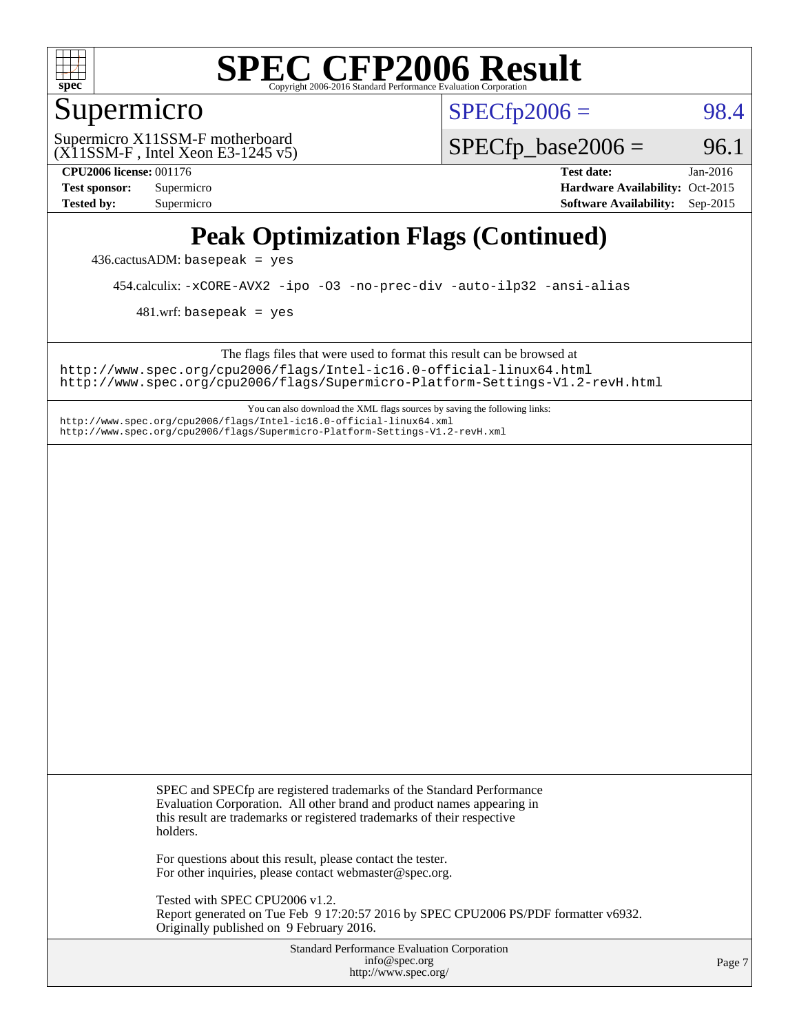# SPEC CFP2006 Result

Copyright 2006-2016 Standard Performance Evaluation Corporation

## Supermicro

Supermicro X11SSM-F motherboard
(X11SSM-F , Intel Xeon E3-1245 v5)

SPECfp2006 = 98.4

SPECfp_base2006 = 96.1

**CPU2006 license:** 001176
**Test sponsor:** Supermicro
**Tested by:** Supermicro

**Test date:** Jan-2016
**Hardware Availability:** Oct-2015
**Software Availability:** Sep-2015

# Peak Optimization Flags (Continued)

436.cactusADM: `basepeak = yes`

454.calculix: `-xCORE-AVX2 -ipo -O3 -no-prec-div -auto-ilp32 -ansi-alias`

481.wrf: `basepeak = yes`

The flags files that were used to format this result can be browsed at
http://www.spec.org/cpu2006/flags/Intel-ic16.0-official-linux64.html
http://www.spec.org/cpu2006/flags/Supermicro-Platform-Settings-V1.2-revH.html

You can also download the XML flags sources by saving the following links:
http://www.spec.org/cpu2006/flags/Intel-ic16.0-official-linux64.xml
http://www.spec.org/cpu2006/flags/Supermicro-Platform-Settings-V1.2-revH.xml

SPEC and SPECfp are registered trademarks of the Standard Performance Evaluation Corporation. All other brand and product names appearing in this result are trademarks or registered trademarks of their respective holders.

For questions about this result, please contact the tester.
For other inquiries, please contact webmaster@spec.org.

Tested with SPEC CPU2006 v1.2.
Report generated on Tue Feb 9 17:20:57 2016 by SPEC CPU2006 PS/PDF formatter v6932.
Originally published on 9 February 2016.

Standard Performance Evaluation Corporation
info@spec.org
http://www.spec.org/